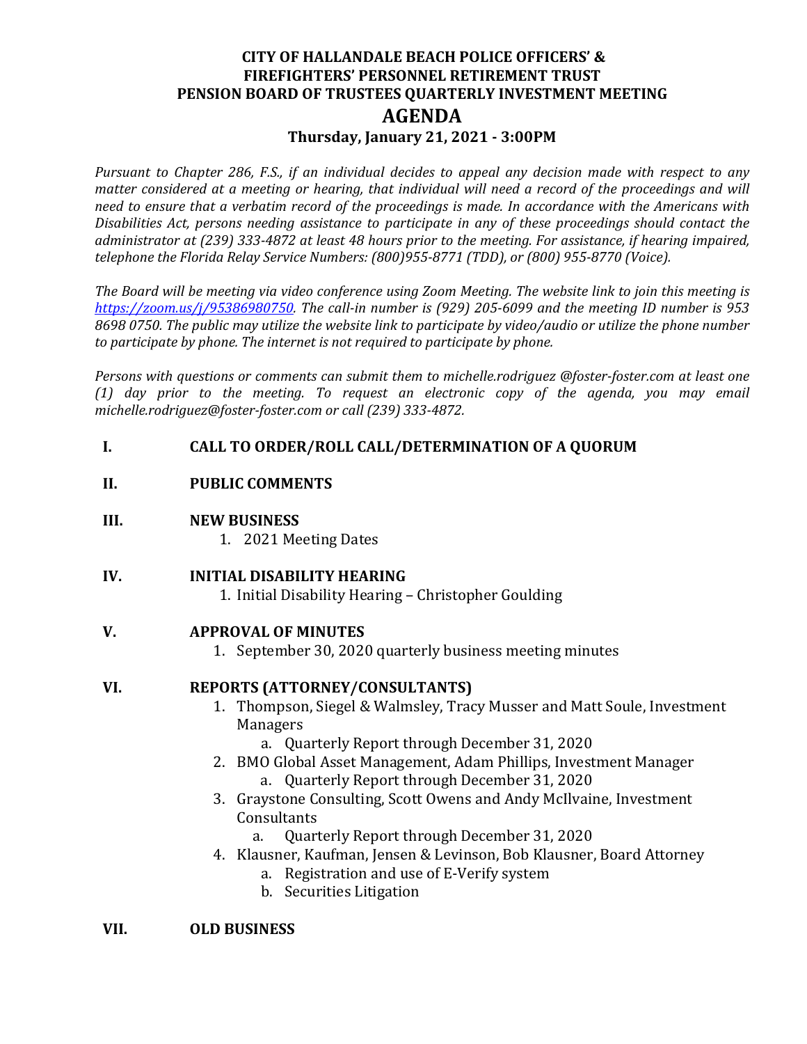# CITY OF HALLANDALE BEACH POLICE OFFICERS' & FIREFIGHTERS' PERSONNEL RETIREMENT TRUST PENSION BOARD OF TRUSTEES QUARTERLY INVESTMENT MEETING

# AGENDA

## Thursday, January 21, 2021 - 3:00PM

*Pursuant to Chapter 286, F.S., if an individual decides to appeal any decision made with respect to any matter considered at a meeting or hearing, that individual will need a record of the proceedings and will need to ensure that a verbatim record of the proceedings is made. In accordance with the Americans with Disabilities Act, persons needing assistance to participate in any of these proceedings should contact the administrator at (239) 333-4872 at least 48 hours prior to the meeting. For assistance, if hearing impaired, telephone the Florida Relay Service Numbers: (800)955-8771 (TDD), or (800) 955-8770 (Voice).*

*The Board will be meeting via video conference using Zoom Meeting. The website link to join this meeting is [https://zoom.us/j/95386980750](https://zoom.us/j/95386980750). The call-in number is (929) 205-6099 and the meeting ID number is 953 8698 0750. The public may utilize the website link to participate by video/audio or utilize the phone number to participate by phone. The internet is not required to participate by phone.*

*Persons with questions or comments can submit them to michelle.rodriguez @foster-foster.com at least one (1) day prior to the meeting. To request an electronic copy of the agenda, you may email michelle.rodriguez@foster-foster.com or call (239) 333-4872.*

**I. CALL TO ORDER/ROLL CALL/DETERMINATION OF A QUORUM**

**II. PUBLIC COMMENTS**

**III. NEW BUSINESS**

1. 2021 Meeting Dates

**IV. INITIAL DISABILITY HEARING**

1. Initial Disability Hearing – Christopher Goulding

**V. APPROVAL OF MINUTES**

1. September 30, 2020 quarterly business meeting minutes

**VI. REPORTS (ATTORNEY/CONSULTANTS)**

1. Thompson, Siegel & Walmsley, Tracy Musser and Matt Soule, Investment Managers
   a. Quarterly Report through December 31, 2020
2. BMO Global Asset Management, Adam Phillips, Investment Manager
   a. Quarterly Report through December 31, 2020
3. Graystone Consulting, Scott Owens and Andy McIlvaine, Investment Consultants
   a. Quarterly Report through December 31, 2020
4. Klausner, Kaufman, Jensen & Levinson, Bob Klausner, Board Attorney
   a. Registration and use of E-Verify system
   b. Securities Litigation

**VII. OLD BUSINESS**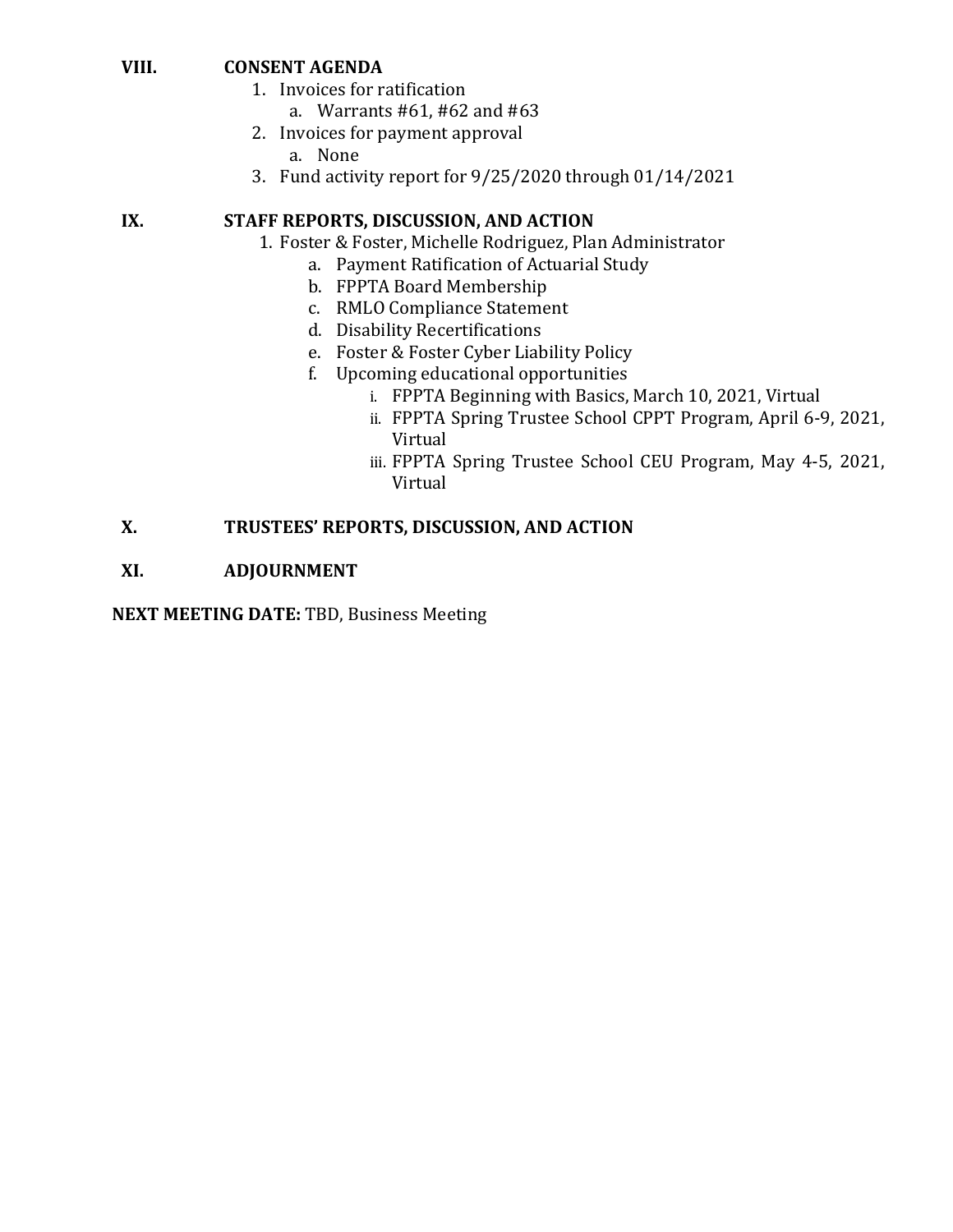## VIII. CONSENT AGENDA

1. Invoices for ratification
   a. Warrants #61, #62 and #63
2. Invoices for payment approval
   a. None
3. Fund activity report for 9/25/2020 through 01/14/2021

## IX. STAFF REPORTS, DISCUSSION, AND ACTION

1. Foster & Foster, Michelle Rodriguez, Plan Administrator
   a. Payment Ratification of Actuarial Study
   b. FPPTA Board Membership
   c. RMLO Compliance Statement
   d. Disability Recertifications
   e. Foster & Foster Cyber Liability Policy
   f. Upcoming educational opportunities
      i. FPPTA Beginning with Basics, March 10, 2021, Virtual
      ii. FPPTA Spring Trustee School CPPT Program, April 6-9, 2021, Virtual
      iii. FPPTA Spring Trustee School CEU Program, May 4-5, 2021, Virtual

## X. TRUSTEES' REPORTS, DISCUSSION, AND ACTION

## XI. ADJOURNMENT

**NEXT MEETING DATE:** TBD, Business Meeting